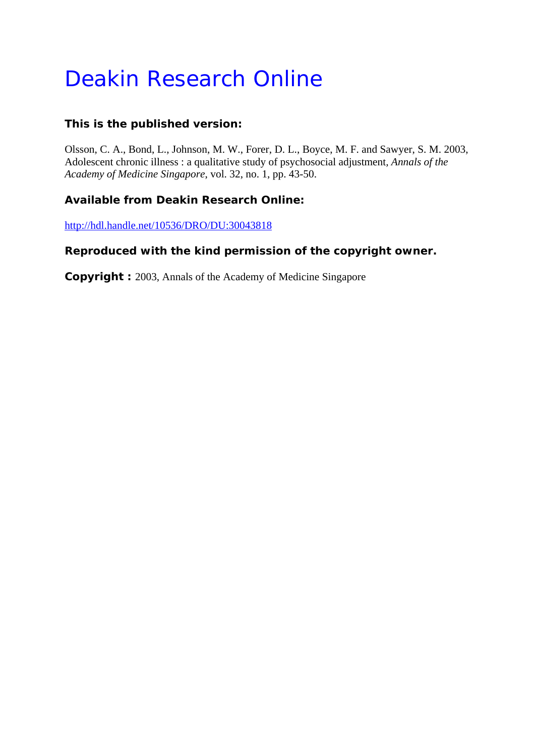# Deakin Research Online

### This is the published version:

Olsson, C. A., Bond, L., Johnson, M. W., Forer, D. L., Boyce, M. F. and Sawyer, S. M. 2003, Adolescent chronic illness : a qualitative study of psychosocial adjustment, *Annals of the Academy of Medicine Singapore*, vol. 32, no. 1, pp. 43-50.

### Available from Deakin Research Online:

http://hdl.handle.net/10536/DRO/DU:30043818

### Reproduced with the kind permission of the copyright owner.

**Copyright :** 2003, Annals of the Academy of Medicine Singapore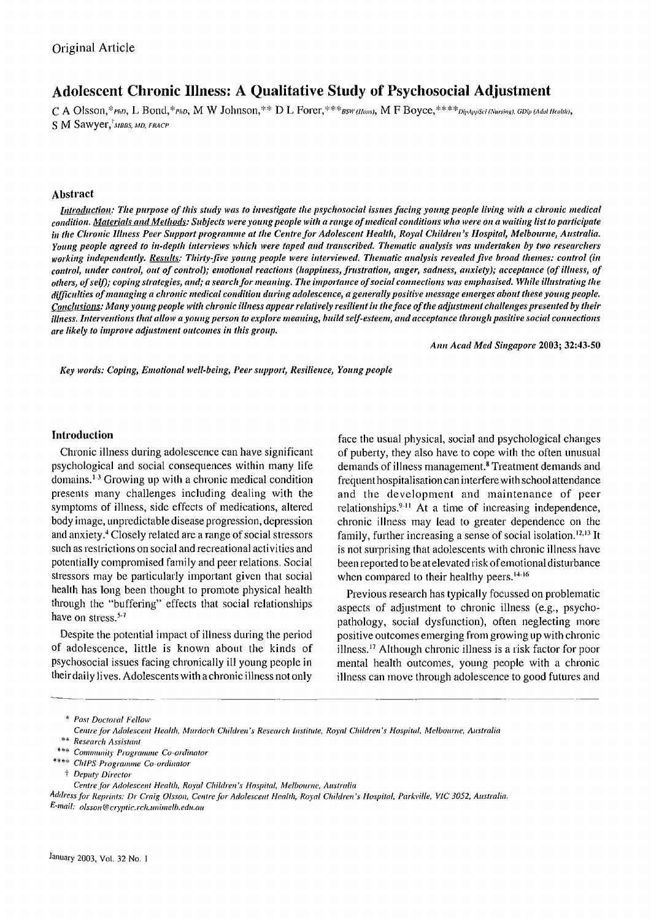Original Article

# Adolescent Chronic Illness: A Qualitative Study of Psychosocial Adjustment

C A Olsson,*PhD, L Bond,*PhD, M W Johnson,** D L Forer,***BSW (Hons), M F Boyce,****DipAppSci (Nursing), GDip (Adol Health), S M Sawyer,†MBBS, MD, FRACP

## Abstract

***Introduction:*** *The purpose of this study was to investigate the psychosocial issues facing young people living with a chronic medical condition.* ***Materials and Methods:*** *Subjects were young people with a range of medical conditions who were on a waiting list to participate in the Chronic Illness Peer Support programme at the Centre for Adolescent Health, Royal Children's Hospital, Melbourne, Australia. Young people agreed to in-depth interviews which were taped and transcribed. Thematic analysis was undertaken by two researchers working independently.* ***Results:*** *Thirty-five young people were interviewed. Thematic analysis revealed five broad themes: control (in control, under control, out of control); emotional reactions (happiness, frustration, anger, sadness, anxiety); acceptance (of illness, of others, of self); coping strategies, and; a search for meaning. The importance of social connections was emphasised. While illustrating the difficulties of managing a chronic medical condition during adolescence, a generally positive message emerges about these young people.* ***Conclusions:*** *Many young people with chronic illness appear relatively resilient in the face of the adjustment challenges presented by their illness. Interventions that allow a young person to explore meaning, build self-esteem, and acceptance through positive social connections are likely to improve adjustment outcomes in this group.*

*Ann Acad Med Singapore* **2003; 32:43-50**

*Key words: Coping, Emotional well-being, Peer support, Resilience, Young people*

## Introduction

Chronic illness during adolescence can have significant psychological and social consequences within many life domains.[1-3] Growing up with a chronic medical condition presents many challenges including dealing with the symptoms of illness, side effects of medications, altered body image, unpredictable disease progression, depression and anxiety.[4] Closely related are a range of social stressors such as restrictions on social and recreational activities and potentially compromised family and peer relations. Social stressors may be particularly important given that social health has long been thought to promote physical health through the "buffering" effects that social relationships have on stress.[5-7]

Despite the potential impact of illness during the period of adolescence, little is known about the kinds of psychosocial issues facing chronically ill young people in their daily lives. Adolescents with a chronic illness not only face the usual physical, social and psychological changes of puberty, they also have to cope with the often unusual demands of illness management.[8] Treatment demands and frequent hospitalisation can interfere with school attendance and the development and maintenance of peer relationships.[9-11] At a time of increasing independence, chronic illness may lead to greater dependence on the family, further increasing a sense of social isolation.[12,13] It is not surprising that adolescents with chronic illness have been reported to be at elevated risk of emotional disturbance when compared to their healthy peers.[14-16]

Previous research has typically focussed on problematic aspects of adjustment to chronic illness (e.g., psychopathology, social dysfunction), often neglecting more positive outcomes emerging from growing up with chronic illness.[17] Although chronic illness is a risk factor for poor mental health outcomes, young people with a chronic illness can move through adolescence to good futures and

\* *Post Doctoral Fellow*
*Centre for Adolescent Health, Murdoch Children's Research Institute, Royal Children's Hospital, Melbourne, Australia*
\*\* *Research Assistant*
\*\*\* *Community Programme Co-ordinator*
\*\*\*\* *ChIPS Programme Co-ordinator*
† *Deputy Director*
*Centre for Adolescent Health, Royal Children's Hospital, Melbourne, Australia*

*Address for Reprints: Dr Craig Olsson, Centre for Adolescent Health, Royal Children's Hospital, Parkville, VIC 3052, Australia.*
*E-mail: olsson@cryptic.rch.unimelb.edu.au*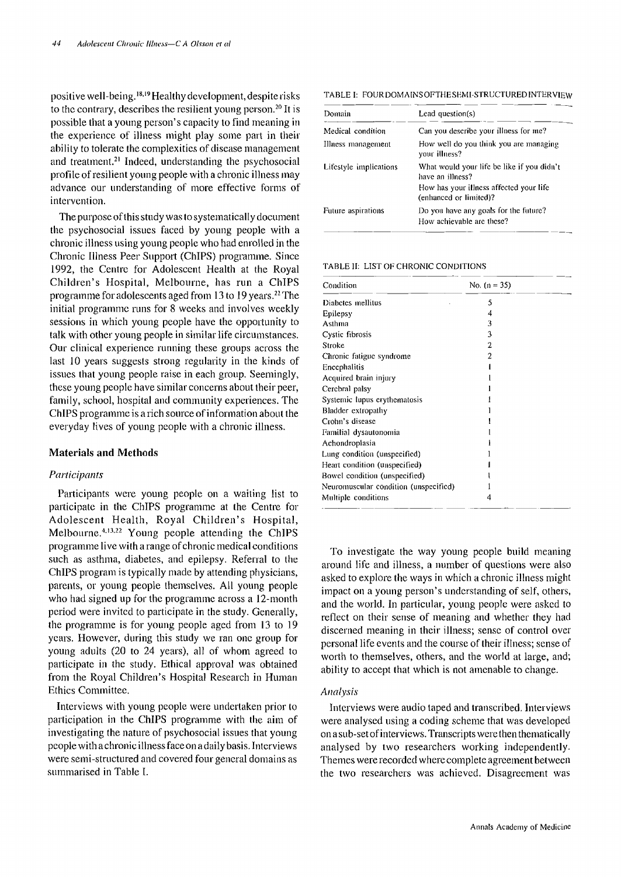positive well-being.[18,19] Healthy development, despite risks to the contrary, describes the resilient young person.[20] It is possible that a young person's capacity to find meaning in the experience of illness might play some part in their ability to tolerate the complexities of disease management and treatment.[21] Indeed, understanding the psychosocial profile of resilient young people with a chronic illness may advance our understanding of more effective forms of intervention.

The purpose of this study was to systematically document the psychosocial issues faced by young people with a chronic illness using young people who had enrolled in the Chronic Illness Peer Support (ChIPS) programme. Since 1992, the Centre for Adolescent Health at the Royal Children's Hospital, Melbourne, has run a ChIPS programme for adolescents aged from 13 to 19 years.[22] The initial programme runs for 8 weeks and involves weekly sessions in which young people have the opportunity to talk with other young people in similar life circumstances. Our clinical experience running these groups across the last 10 years suggests strong regularity in the kinds of issues that young people raise in each group. Seemingly, these young people have similar concerns about their peer, family, school, hospital and community experiences. The ChIPS programme is a rich source of information about the everyday lives of young people with a chronic illness.

## Materials and Methods

### *Participants*

Participants were young people on a waiting list to participate in the ChIPS programme at the Centre for Adolescent Health, Royal Children's Hospital, Melbourne.[4,13,22] Young people attending the ChIPS programme live with a range of chronic medical conditions such as asthma, diabetes, and epilepsy. Referral to the ChIPS program is typically made by attending physicians, parents, or young people themselves. All young people who had signed up for the programme across a 12-month period were invited to participate in the study. Generally, the programme is for young people aged from 13 to 19 years. However, during this study we ran one group for young adults (20 to 24 years), all of whom agreed to participate in the study. Ethical approval was obtained from the Royal Children's Hospital Research in Human Ethics Committee.

Interviews with young people were undertaken prior to participation in the ChIPS programme with the aim of investigating the nature of psychosocial issues that young people with a chronic illness face on a daily basis. Interviews were semi-structured and covered four general domains as summarised in Table I.

TABLE I: FOUR DOMAINS OF THE SEMI-STRUCTURED INTERVIEW

| Domain | Lead question(s) |
|---|---|
| Medical condition | Can you describe your illness for me? |
| Illness management | How well do you think you are managing your illness? |
| Lifestyle implications | What would your life be like if you didn't have an illness?<br>How has your illness affected your life (enhanced or limited)? |
| Future aspirations | Do you have any goals for the future?<br>How achievable are these? |

TABLE II: LIST OF CHRONIC CONDITIONS

| Condition | No. (n = 35) |
|---|---|
| Diabetes mellitus | 5 |
| Epilepsy | 4 |
| Asthma | 3 |
| Cystic fibrosis | 3 |
| Stroke | 2 |
| Chronic fatigue syndrome | 2 |
| Encephalitis | 1 |
| Acquired brain injury | 1 |
| Cerebral palsy | 1 |
| Systemic lupus erythematosis | 1 |
| Bladder extropathy | 1 |
| Crohn's disease | 1 |
| Familial dysautonomia | 1 |
| Achondroplasia | 1 |
| Lung condition (unspecified) | 1 |
| Heart condition (unspecified) | 1 |
| Bowel condition (unspecified) | 1 |
| Neuromuscular condition (unspecified) | 1 |
| Multiple conditions | 4 |

To investigate the way young people build meaning around life and illness, a number of questions were also asked to explore the ways in which a chronic illness might impact on a young person's understanding of self, others, and the world. In particular, young people were asked to reflect on their sense of meaning and whether they had discerned meaning in their illness; sense of control over personal life events and the course of their illness; sense of worth to themselves, others, and the world at large, and; ability to accept that which is not amenable to change.

### *Analysis*

Interviews were audio taped and transcribed. Interviews were analysed using a coding scheme that was developed on a sub-set of interviews. Transcripts were then thematically analysed by two researchers working independently. Themes were recorded where complete agreement between the two researchers was achieved. Disagreement was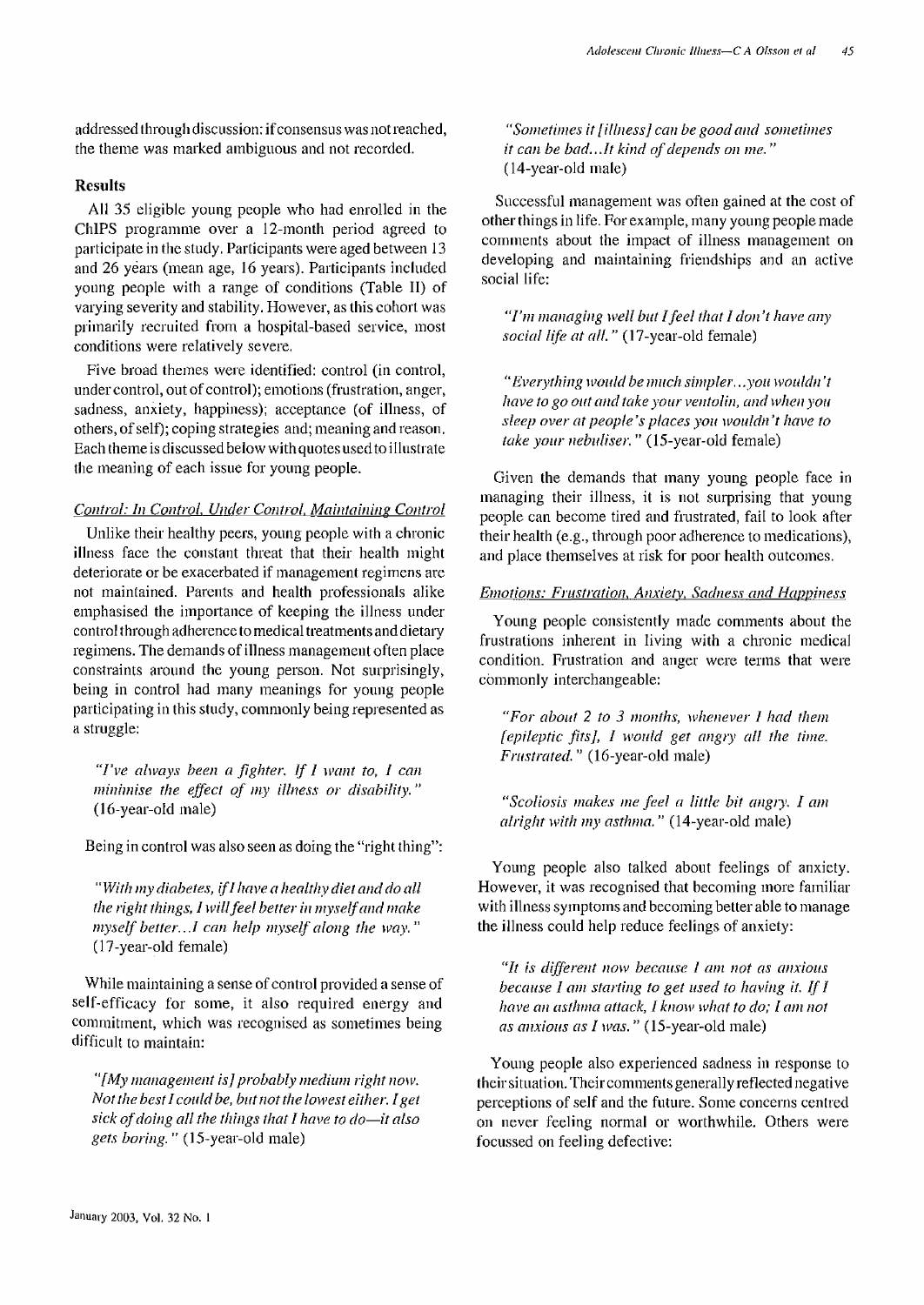addressed through discussion: if consensus was not reached, the theme was marked ambiguous and not recorded.

### Results

All 35 eligible young people who had enrolled in the ChIPS programme over a 12-month period agreed to participate in the study. Participants were aged between 13 and 26 years (mean age, 16 years). Participants included young people with a range of conditions (Table II) of varying severity and stability. However, as this cohort was primarily recruited from a hospital-based service, most conditions were relatively severe.

Five broad themes were identified: control (in control, under control, out of control); emotions (frustration, anger, sadness, anxiety, happiness); acceptance (of illness, of others, of self); coping strategies and; meaning and reason. Each theme is discussed below with quotes used to illustrate the meaning of each issue for young people.

#### Control: In Control, Under Control, Maintaining Control

Unlike their healthy peers, young people with a chronic illness face the constant threat that their health might deteriorate or be exacerbated if management regimens are not maintained. Parents and health professionals alike emphasised the importance of keeping the illness under control through adherence to medical treatments and dietary regimens. The demands of illness management often place constraints around the young person. Not surprisingly, being in control had many meanings for young people participating in this study, commonly being represented as a struggle:

> *"I've always been a fighter. If I want to, I can minimise the effect of my illness or disability."* (16-year-old male)

Being in control was also seen as doing the "right thing":

> *"With my diabetes, if I have a healthy diet and do all the right things, I will feel better in myself and make myself better...I can help myself along the way."* (17-year-old female)

While maintaining a sense of control provided a sense of self-efficacy for some, it also required energy and commitment, which was recognised as sometimes being difficult to maintain:

> *"[My management is] probably medium right now. Not the best I could be, but not the lowest either. I get sick of doing all the things that I have to do—it also gets boring."* (15-year-old male)

> *"Sometimes it [illness] can be good and sometimes it can be bad...It kind of depends on me."* (14-year-old male)

Successful management was often gained at the cost of other things in life. For example, many young people made comments about the impact of illness management on developing and maintaining friendships and an active social life:

> *"I'm managing well but I feel that I don't have any social life at all."* (17-year-old female)

> *"Everything would be much simpler...you wouldn't have to go out and take your ventolin, and when you sleep over at people's places you wouldn't have to take your nebuliser."* (15-year-old female)

Given the demands that many young people face in managing their illness, it is not surprising that young people can become tired and frustrated, fail to look after their health (e.g., through poor adherence to medications), and place themselves at risk for poor health outcomes.

#### Emotions: Frustration, Anxiety, Sadness and Happiness

Young people consistently made comments about the frustrations inherent in living with a chronic medical condition. Frustration and anger were terms that were commonly interchangeable:

> *"For about 2 to 3 months, whenever I had them [epileptic fits], I would get angry all the time. Frustrated."* (16-year-old male)

> *"Scoliosis makes me feel a little bit angry. I am alright with my asthma."* (14-year-old male)

Young people also talked about feelings of anxiety. However, it was recognised that becoming more familiar with illness symptoms and becoming better able to manage the illness could help reduce feelings of anxiety:

> *"It is different now because I am not as anxious because I am starting to get used to having it. If I have an asthma attack, I know what to do; I am not as anxious as I was."* (15-year-old male)

Young people also experienced sadness in response to their situation. Their comments generally reflected negative perceptions of self and the future. Some concerns centred on never feeling normal or worthwhile. Others were focussed on feeling defective: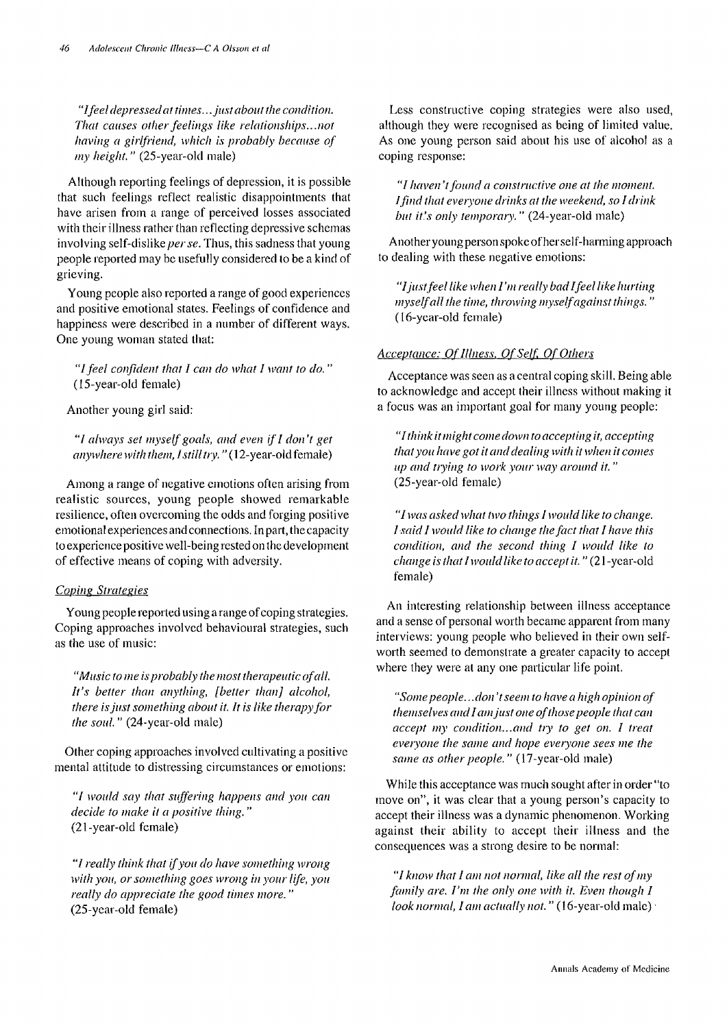*"I feel depressed at times... just about the condition. That causes other feelings like relationships...not having a girlfriend, which is probably because of my height."* (25-year-old male)

Although reporting feelings of depression, it is possible that such feelings reflect realistic disappointments that have arisen from a range of perceived losses associated with their illness rather than reflecting depressive schemas involving self-dislike *per se*. Thus, this sadness that young people reported may be usefully considered to be a kind of grieving.

Young people also reported a range of good experiences and positive emotional states. Feelings of confidence and happiness were described in a number of different ways. One young woman stated that:

*"I feel confident that I can do what I want to do."* (15-year-old female)

Another young girl said:

*"I always set myself goals, and even if I don't get anywhere with them, I still try."* (12-year-old female)

Among a range of negative emotions often arising from realistic sources, young people showed remarkable resilience, often overcoming the odds and forging positive emotional experiences and connections. In part, the capacity to experience positive well-being rested on the development of effective means of coping with adversity.

### Coping Strategies

Young people reported using a range of coping strategies. Coping approaches involved behavioural strategies, such as the use of music:

*"Music to me is probably the most therapeutic of all. It's better than anything, [better than] alcohol, there is just something about it. It is like therapy for the soul."* (24-year-old male)

Other coping approaches involved cultivating a positive mental attitude to distressing circumstances or emotions:

*"I would say that suffering happens and you can decide to make it a positive thing."* (21-year-old female)

*"I really think that if you do have something wrong with you, or something goes wrong in your life, you really do appreciate the good times more."* (25-year-old female)

Less constructive coping strategies were also used, although they were recognised as being of limited value. As one young person said about his use of alcohol as a coping response:

*"I haven't found a constructive one at the moment. I find that everyone drinks at the weekend, so I drink but it's only temporary."* (24-year-old male)

Another young person spoke of her self-harming approach to dealing with these negative emotions:

*"I just feel like when I'm really bad I feel like hurting myself all the time, throwing myself against things."* (16-year-old female)

### Acceptance: Of Illness, Of Self, Of Others

Acceptance was seen as a central coping skill. Being able to acknowledge and accept their illness without making it a focus was an important goal for many young people:

*"I think it might come down to accepting it, accepting that you have got it and dealing with it when it comes up and trying to work your way around it."* (25-year-old female)

*"I was asked what two things I would like to change. I said I would like to change the fact that I have this condition, and the second thing I would like to change is that I would like to accept it."* (21-year-old female)

An interesting relationship between illness acceptance and a sense of personal worth became apparent from many interviews: young people who believed in their own self-worth seemed to demonstrate a greater capacity to accept where they were at any one particular life point.

*"Some people...don't seem to have a high opinion of themselves and I am just one of those people that can accept my condition...and try to get on. I treat everyone the same and hope everyone sees me the same as other people."* (17-year-old male)

While this acceptance was much sought after in order "to move on", it was clear that a young person's capacity to accept their illness was a dynamic phenomenon. Working against their ability to accept their illness and the consequences was a strong desire to be normal:

*"I know that I am not normal, like all the rest of my family are. I'm the only one with it. Even though I look normal, I am actually not."* (16-year-old male)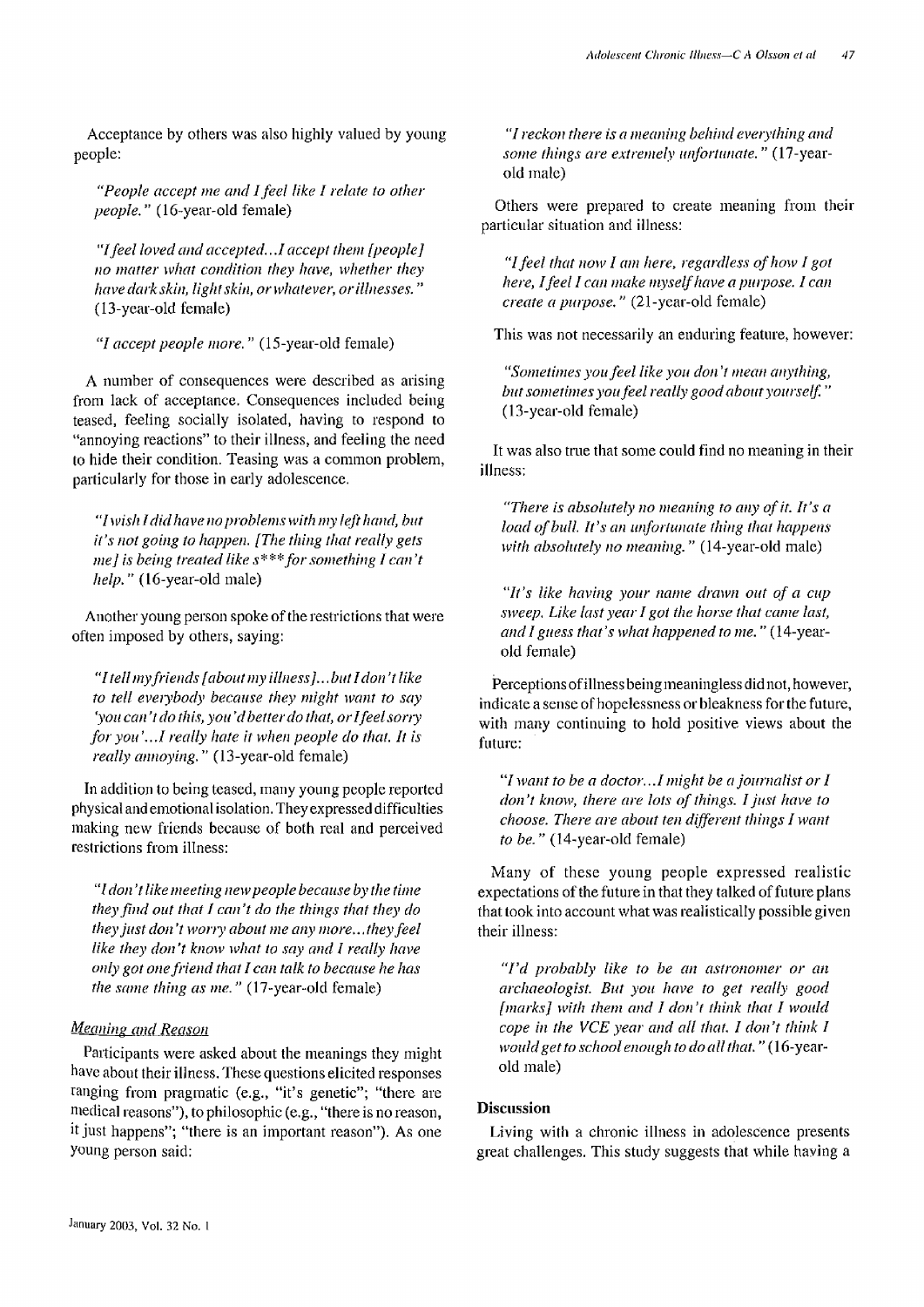Acceptance by others was also highly valued by young people:

> *"People accept me and I feel like I relate to other people."* (16-year-old female)

> *"I feel loved and accepted...I accept them [people] no matter what condition they have, whether they have dark skin, light skin, or whatever, or illnesses."* (13-year-old female)

> *"I accept people more."* (15-year-old female)

A number of consequences were described as arising from lack of acceptance. Consequences included being teased, feeling socially isolated, having to respond to "annoying reactions" to their illness, and feeling the need to hide their condition. Teasing was a common problem, particularly for those in early adolescence.

> *"I wish I did have no problems with my left hand, but it's not going to happen. [The thing that really gets me] is being treated like s*** for something I can't help."* (16-year-old male)

Another young person spoke of the restrictions that were often imposed by others, saying:

> *"I tell my friends [about my illness]...but I don't like to tell everybody because they might want to say 'you can't do this, you'd better do that, or I feel sorry for you'...I really hate it when people do that. It is really annoying."* (13-year-old female)

In addition to being teased, many young people reported physical and emotional isolation. They expressed difficulties making new friends because of both real and perceived restrictions from illness:

> *"I don't like meeting new people because by the time they find out that I can't do the things that they do they just don't worry about me any more...they feel like they don't know what to say and I really have only got one friend that I can talk to because he has the same thing as me."* (17-year-old female)

### *Meaning and Reason*

Participants were asked about the meanings they might have about their illness. These questions elicited responses ranging from pragmatic (e.g., "it's genetic"; "there are medical reasons"), to philosophic (e.g., "there is no reason, it just happens"; "there is an important reason"). As one young person said:

> *"I reckon there is a meaning behind everything and some things are extremely unfortunate."* (17-year-old male)

Others were prepared to create meaning from their particular situation and illness:

> *"I feel that now I am here, regardless of how I got here, I feel I can make myself have a purpose. I can create a purpose."* (21-year-old female)

This was not necessarily an enduring feature, however:

> *"Sometimes you feel like you don't mean anything, but sometimes you feel really good about yourself."* (13-year-old female)

It was also true that some could find no meaning in their illness:

> *"There is absolutely no meaning to any of it. It's a load of bull. It's an unfortunate thing that happens with absolutely no meaning."* (14-year-old male)

> *"It's like having your name drawn out of a cup sweep. Like last year I got the horse that came last, and I guess that's what happened to me."* (14-year-old female)

Perceptions of illness being meaningless did not, however, indicate a sense of hopelessness or bleakness for the future, with many continuing to hold positive views about the future:

> *"I want to be a doctor...I might be a journalist or I don't know, there are lots of things. I just have to choose. There are about ten different things I want to be."* (14-year-old female)

Many of these young people expressed realistic expectations of the future in that they talked of future plans that took into account what was realistically possible given their illness:

> *"I'd probably like to be an astronomer or an archaeologist. But you have to get really good [marks] with them and I don't think that I would cope in the VCE year and all that. I don't think I would get to school enough to do all that."* (16-year-old male)

## Discussion

Living with a chronic illness in adolescence presents great challenges. This study suggests that while having a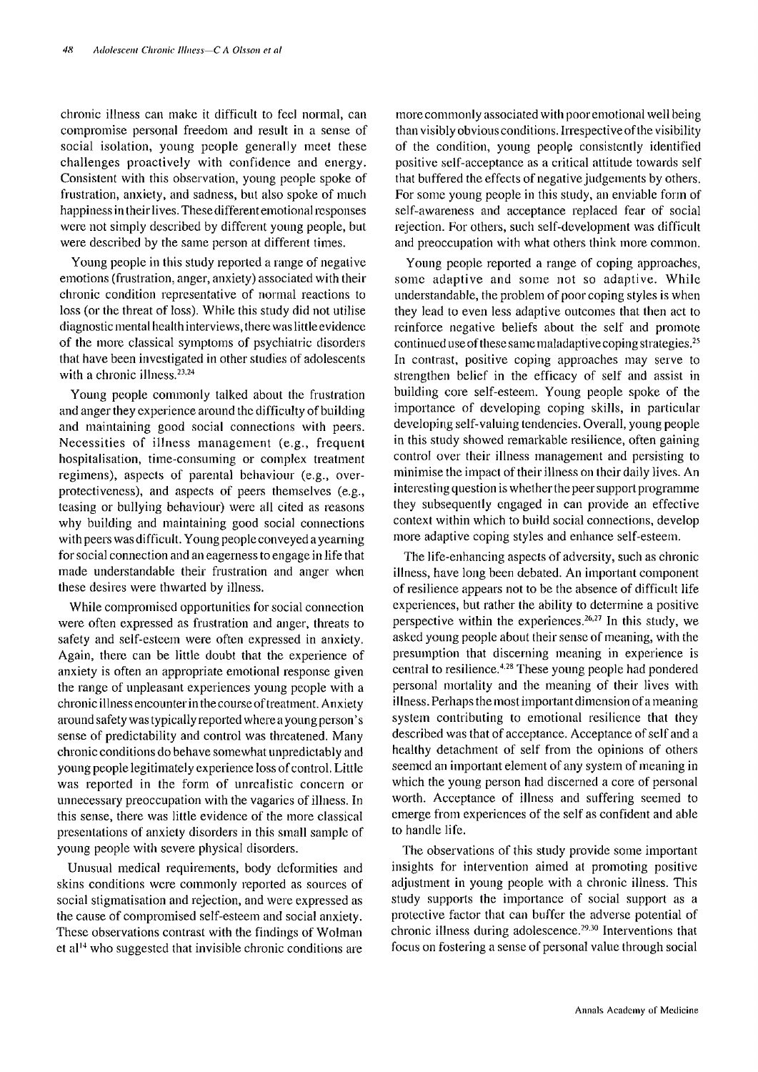chronic illness can make it difficult to feel normal, can compromise personal freedom and result in a sense of social isolation, young people generally meet these challenges proactively with confidence and energy. Consistent with this observation, young people spoke of frustration, anxiety, and sadness, but also spoke of much happiness in their lives. These different emotional responses were not simply described by different young people, but were described by the same person at different times.

Young people in this study reported a range of negative emotions (frustration, anger, anxiety) associated with their chronic condition representative of normal reactions to loss (or the threat of loss). While this study did not utilise diagnostic mental health interviews, there was little evidence of the more classical symptoms of psychiatric disorders that have been investigated in other studies of adolescents with a chronic illness.[23,24]

Young people commonly talked about the frustration and anger they experience around the difficulty of building and maintaining good social connections with peers. Necessities of illness management (e.g., frequent hospitalisation, time-consuming or complex treatment regimens), aspects of parental behaviour (e.g., over-protectiveness), and aspects of peers themselves (e.g., teasing or bullying behaviour) were all cited as reasons why building and maintaining good social connections with peers was difficult. Young people conveyed a yearning for social connection and an eagerness to engage in life that made understandable their frustration and anger when these desires were thwarted by illness.

While compromised opportunities for social connection were often expressed as frustration and anger, threats to safety and self-esteem were often expressed in anxiety. Again, there can be little doubt that the experience of anxiety is often an appropriate emotional response given the range of unpleasant experiences young people with a chronic illness encounter in the course of treatment. Anxiety around safety was typically reported where a young person's sense of predictability and control was threatened. Many chronic conditions do behave somewhat unpredictably and young people legitimately experience loss of control. Little was reported in the form of unrealistic concern or unnecessary preoccupation with the vagaries of illness. In this sense, there was little evidence of the more classical presentations of anxiety disorders in this small sample of young people with severe physical disorders.

Unusual medical requirements, body deformities and skins conditions were commonly reported as sources of social stigmatisation and rejection, and were expressed as the cause of compromised self-esteem and social anxiety. These observations contrast with the findings of Wolman et al[14] who suggested that invisible chronic conditions are more commonly associated with poor emotional well being than visibly obvious conditions. Irrespective of the visibility of the condition, young people consistently identified positive self-acceptance as a critical attitude towards self that buffered the effects of negative judgements by others. For some young people in this study, an enviable form of self-awareness and acceptance replaced fear of social rejection. For others, such self-development was difficult and preoccupation with what others think more common.

Young people reported a range of coping approaches, some adaptive and some not so adaptive. While understandable, the problem of poor coping styles is when they lead to even less adaptive outcomes that then act to reinforce negative beliefs about the self and promote continued use of these same maladaptive coping strategies.[25] In contrast, positive coping approaches may serve to strengthen belief in the efficacy of self and assist in building core self-esteem. Young people spoke of the importance of developing coping skills, in particular developing self-valuing tendencies. Overall, young people in this study showed remarkable resilience, often gaining control over their illness management and persisting to minimise the impact of their illness on their daily lives. An interesting question is whether the peer support programme they subsequently engaged in can provide an effective context within which to build social connections, develop more adaptive coping styles and enhance self-esteem.

The life-enhancing aspects of adversity, such as chronic illness, have long been debated. An important component of resilience appears not to be the absence of difficult life experiences, but rather the ability to determine a positive perspective within the experiences.[26,27] In this study, we asked young people about their sense of meaning, with the presumption that discerning meaning in experience is central to resilience.[4,28] These young people had pondered personal mortality and the meaning of their lives with illness. Perhaps the most important dimension of a meaning system contributing to emotional resilience that they described was that of acceptance. Acceptance of self and a healthy detachment of self from the opinions of others seemed an important element of any system of meaning in which the young person had discerned a core of personal worth. Acceptance of illness and suffering seemed to emerge from experiences of the self as confident and able to handle life.

The observations of this study provide some important insights for intervention aimed at promoting positive adjustment in young people with a chronic illness. This study supports the importance of social support as a protective factor that can buffer the adverse potential of chronic illness during adolescence.[29,30] Interventions that focus on fostering a sense of personal value through social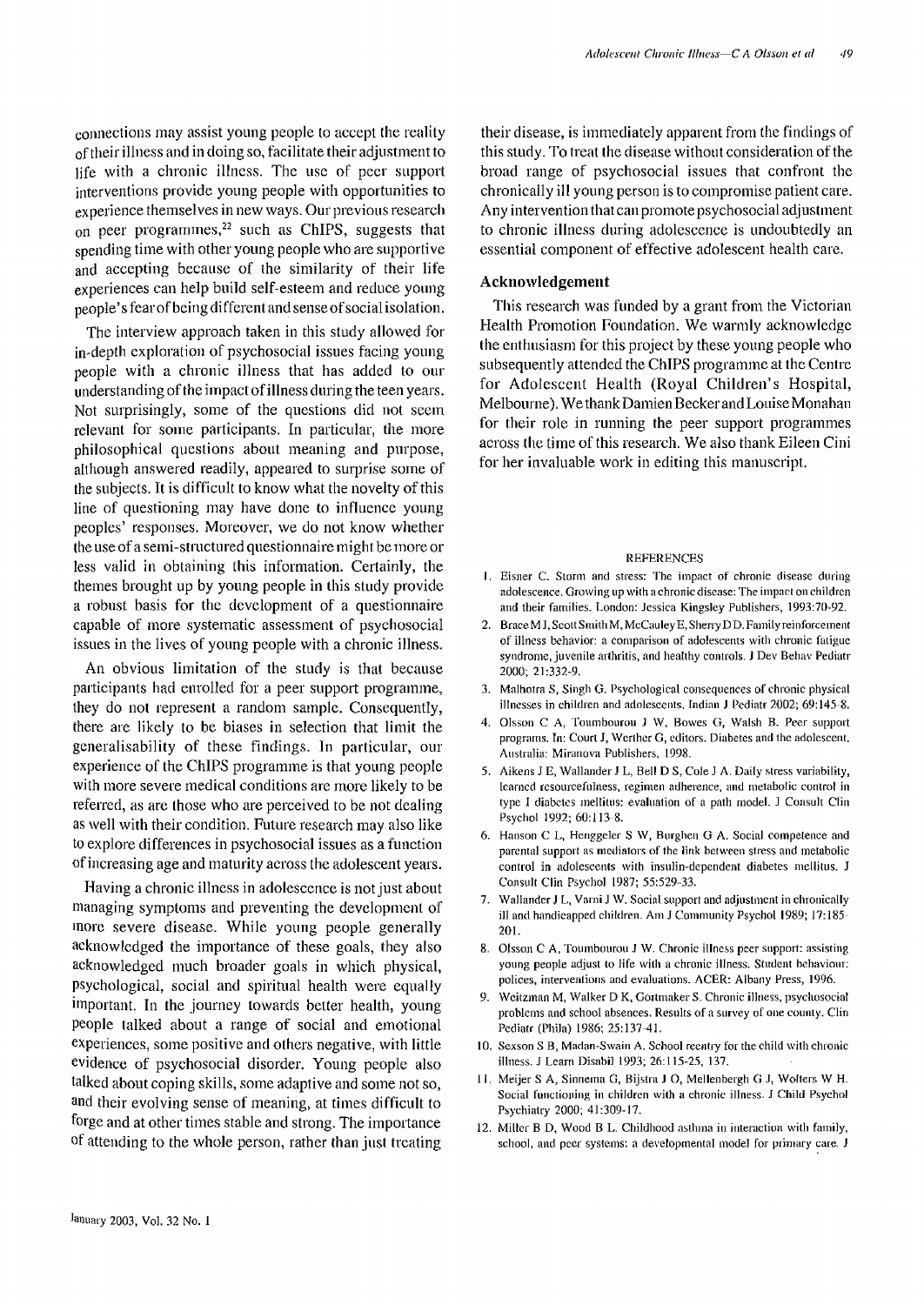connections may assist young people to accept the reality of their illness and in doing so, facilitate their adjustment to life with a chronic illness. The use of peer support interventions provide young people with opportunities to experience themselves in new ways. Our previous research on peer programmes,[22] such as ChIPS, suggests that spending time with other young people who are supportive and accepting because of the similarity of their life experiences can help build self-esteem and reduce young people's fear of being different and sense of social isolation.

The interview approach taken in this study allowed for in-depth exploration of psychosocial issues facing young people with a chronic illness that has added to our understanding of the impact of illness during the teen years. Not surprisingly, some of the questions did not seem relevant for some participants. In particular, the more philosophical questions about meaning and purpose, although answered readily, appeared to surprise some of the subjects. It is difficult to know what the novelty of this line of questioning may have done to influence young peoples' responses. Moreover, we do not know whether the use of a semi-structured questionnaire might be more or less valid in obtaining this information. Certainly, the themes brought up by young people in this study provide a robust basis for the development of a questionnaire capable of more systematic assessment of psychosocial issues in the lives of young people with a chronic illness.

An obvious limitation of the study is that because participants had enrolled for a peer support programme, they do not represent a random sample. Consequently, there are likely to be biases in selection that limit the generalisability of these findings. In particular, our experience of the ChIPS programme is that young people with more severe medical conditions are more likely to be referred, as are those who are perceived to be not dealing as well with their condition. Future research may also like to explore differences in psychosocial issues as a function of increasing age and maturity across the adolescent years.

Having a chronic illness in adolescence is not just about managing symptoms and preventing the development of more severe disease. While young people generally acknowledged the importance of these goals, they also acknowledged much broader goals in which physical, psychological, social and spiritual health were equally important. In the journey towards better health, young people talked about a range of social and emotional experiences, some positive and others negative, with little evidence of psychosocial disorder. Young people also talked about coping skills, some adaptive and some not so, and their evolving sense of meaning, at times difficult to forge and at other times stable and strong. The importance of attending to the whole person, rather than just treating their disease, is immediately apparent from the findings of this study. To treat the disease without consideration of the broad range of psychosocial issues that confront the chronically ill young person is to compromise patient care. Any intervention that can promote psychosocial adjustment to chronic illness during adolescence is undoubtedly an essential component of effective adolescent health care.

## Acknowledgement

This research was funded by a grant from the Victorian Health Promotion Foundation. We warmly acknowledge the enthusiasm for this project by these young people who subsequently attended the ChIPS programme at the Centre for Adolescent Health (Royal Children's Hospital, Melbourne). We thank Damien Becker and Louise Monahan for their role in running the peer support programmes across the time of this research. We also thank Eileen Cini for her invaluable work in editing this manuscript.

## REFERENCES

1. Eisner C. Storm and stress: The impact of chronic disease during adolescence. Growing up with a chronic disease: The impact on children and their families. London: Jessica Kingsley Publishers, 1993:70-92.
2. Brace M J, Scott Smith M, McCauley E, Sherry D D. Family reinforcement of illness behavior: a comparison of adolescents with chronic fatigue syndrome, juvenile arthritis, and healthy controls. J Dev Behav Pediatr 2000; 21:332-9.
3. Malhotra S, Singh G. Psychological consequences of chronic physical illnesses in children and adolescents. Indian J Pediatr 2002; 69:145-8.
4. Olsson C A, Toumbourou J W, Bowes G, Walsh B. Peer support programs. In: Court J, Werther G, editors. Diabetes and the adolescent. Australia: Miranova Publishers, 1998.
5. Aikens J E, Wallander J L, Bell D S, Cole J A. Daily stress variability, learned resourcefulness, regimen adherence, and metabolic control in type I diabetes mellitus: evaluation of a path model. J Consult Clin Psychol 1992; 60:113-8.
6. Hanson C L, Henggeler S W, Burghen G A. Social competence and parental support as mediators of the link between stress and metabolic control in adolescents with insulin-dependent diabetes mellitus. J Consult Clin Psychol 1987; 55:529-33.
7. Wallander J L, Varni J W. Social support and adjustment in chronically ill and handicapped children. Am J Community Psychol 1989; 17:185-201.
8. Olsson C A, Toumbourou J W. Chronic illness peer support: assisting young people adjust to life with a chronic illness. Student behaviour: polices, interventions and evaluations. ACER: Albany Press, 1996.
9. Weitzman M, Walker D K, Gortmaker S. Chronic illness, psychosocial problems and school absences. Results of a survey of one county. Clin Pediatr (Phila) 1986; 25:137-41.
10. Sexson S B, Madan-Swain A. School reentry for the child with chronic illness. J Learn Disabil 1993; 26:115-25, 137.
11. Meijer S A, Sinnema G, Bijstra J O, Mellenbergh G J, Wolters W H. Social functioning in children with a chronic illness. J Child Psychol Psychiatry 2000; 41:309-17.
12. Miller B D, Wood B L. Childhood asthma in interaction with family, school, and peer systems: a developmental model for primary care. J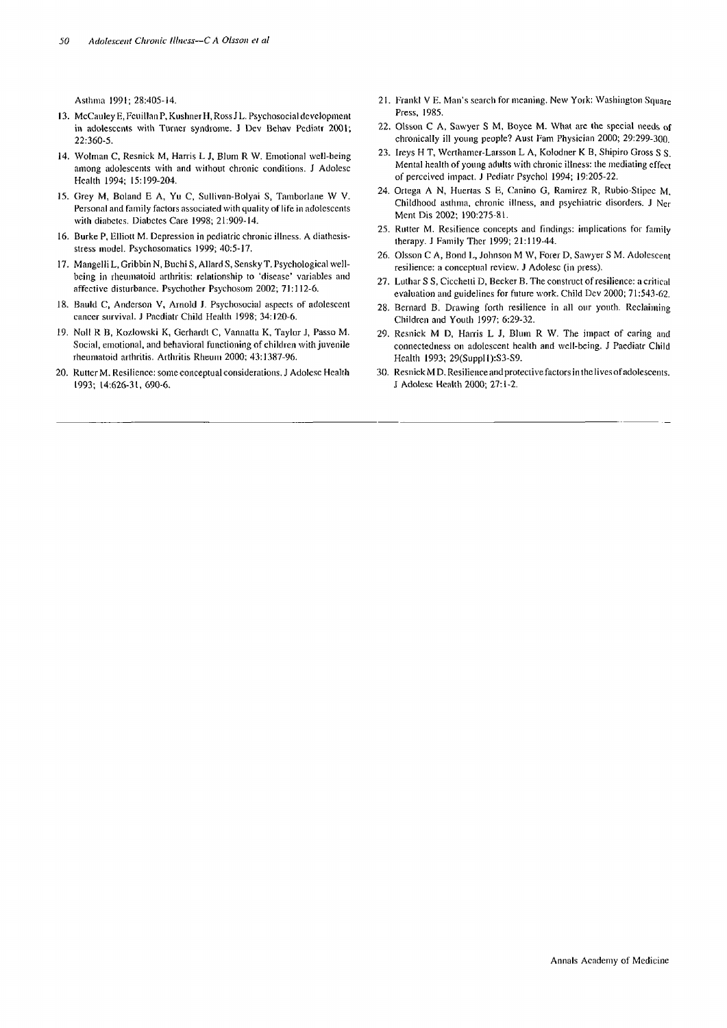Asthma 1991; 28:405-14.

13. McCauley E, Feuillan P, Kushner H, Ross J L. Psychosocial development in adolescents with Turner syndrome. J Dev Behav Pediatr 2001; 22:360-5.
14. Wolman C, Resnick M, Harris L J, Blum R W. Emotional well-being among adolescents with and without chronic conditions. J Adolesc Health 1994; 15:199-204.
15. Grey M, Boland E A, Yu C, Sullivan-Bolyai S, Tamborlane W V. Personal and family factors associated with quality of life in adolescents with diabetes. Diabetes Care 1998; 21:909-14.
16. Burke P, Elliott M. Depression in pediatric chronic illness. A diathesis-stress model. Psychosomatics 1999; 40:5-17.
17. Mangelli L, Gribbin N, Buchi S, Allard S, Sensky T. Psychological well-being in rheumatoid arthritis: relationship to 'disease' variables and affective disturbance. Psychother Psychosom 2002; 71:112-6.
18. Bauld C, Anderson V, Arnold J. Psychosocial aspects of adolescent cancer survival. J Paediatr Child Health 1998; 34:120-6.
19. Noll R B, Kozlowski K, Gerhardt C, Vannatta K, Taylor J, Passo M. Social, emotional, and behavioral functioning of children with juvenile rheumatoid arthritis. Arthritis Rheum 2000; 43:1387-96.
20. Rutter M. Resilience: some conceptual considerations. J Adolesc Health 1993; 14:626-31, 690-6.
21. Frankl V E. Man's search for meaning. New York: Washington Square Press, 1985.
22. Olsson C A, Sawyer S M, Boyce M. What are the special needs of chronically ill young people? Aust Fam Physician 2000; 29:299-300.
23. Ireys H T, Werthamer-Larsson L A, Kolodner K B, Shipiro Gross S S. Mental health of young adults with chronic illness: the mediating effect of perceived impact. J Pediatr Psychol 1994; 19:205-22.
24. Ortega A N, Huertas S E, Canino G, Ramirez R, Rubio-Stipec M. Childhood asthma, chronic illness, and psychiatric disorders. J Ner Ment Dis 2002; 190:275-81.
25. Rutter M. Resilience concepts and findings: implications for family therapy. J Family Ther 1999; 21:119-44.
26. Olsson C A, Bond L, Johnson M W, Forer D, Sawyer S M. Adolescent resilience: a conceptual review. J Adolesc (in press).
27. Luthar S S, Cicchetti D, Becker B. The construct of resilience: a critical evaluation and guidelines for future work. Child Dev 2000; 71:543-62.
28. Bernard B. Drawing forth resilience in all our youth. Reclaiming Children and Youth 1997; 6:29-32.
29. Resnick M D, Harris L J, Blum R W. The impact of caring and connectedness on adolescent health and well-being. J Paediatr Child Health 1993; 29(Suppl 1):S3-S9.
30. Resnick M D. Resilience and protective factors in the lives of adolescents. J Adolesc Health 2000; 27:1-2.